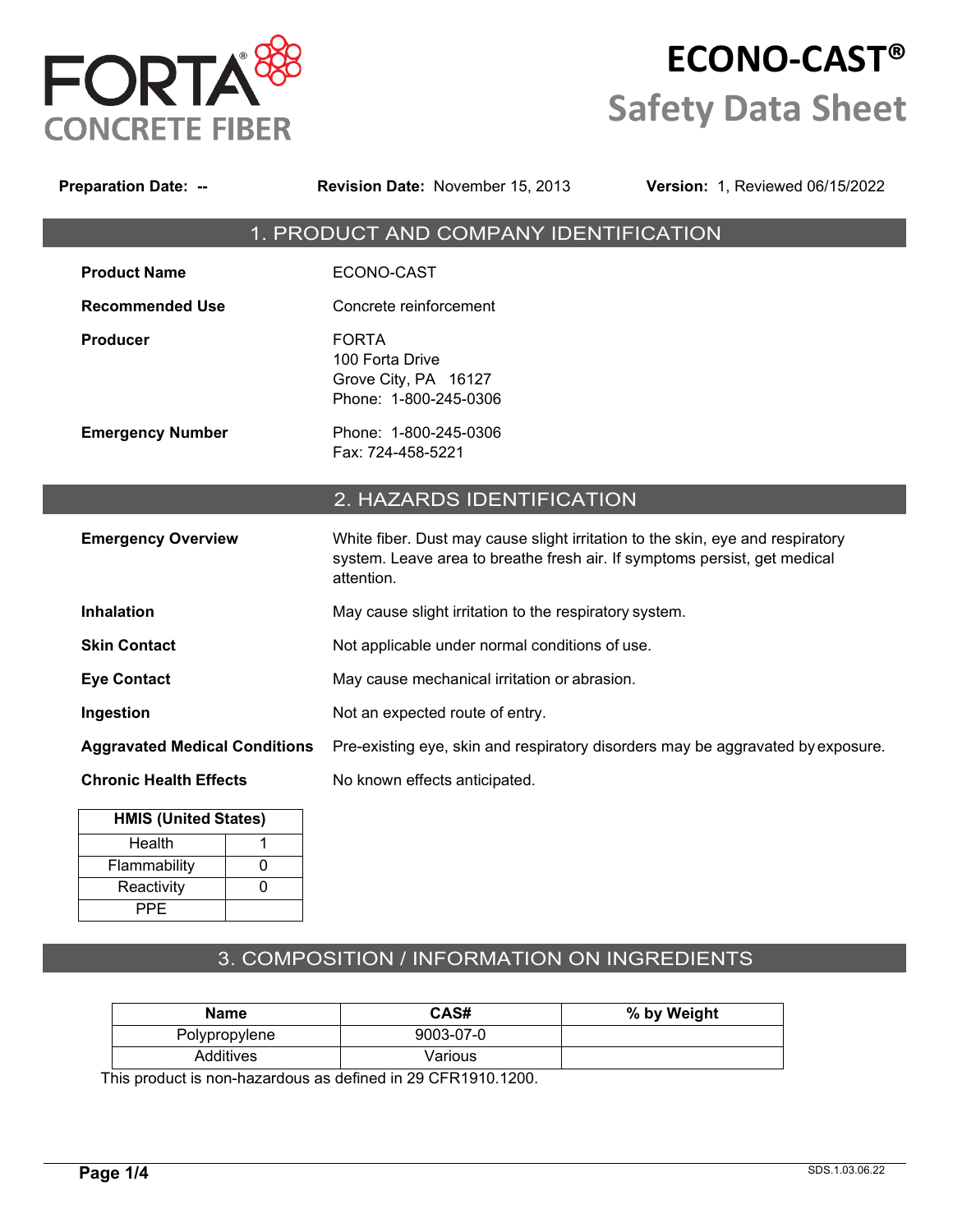FORTA® CONCRETE FIBER

# ECONO-CAST®

# Safety Data Sheet

**Preparation Date:** -- **Revision Date:** November 15, 2013 **Version:** 1, Reviewed 06/15/2022

## 1. PRODUCT AND COMPANY IDENTIFICATION

**Product Name** ECONO-CAST

**Recommended Use** Concrete reinforcement

**Producer** FORTA
100 Forta Drive
Grove City, PA 16127
Phone: 1-800-245-0306

**Emergency Number** Phone: 1-800-245-0306
Fax: 724-458-5221

## 2. HAZARDS IDENTIFICATION

**Emergency Overview** White fiber. Dust may cause slight irritation to the skin, eye and respiratory system. Leave area to breathe fresh air. If symptoms persist, get medical attention.

**Inhalation** May cause slight irritation to the respiratory system.

**Skin Contact** Not applicable under normal conditions of use.

**Eye Contact** May cause mechanical irritation or abrasion.

**Ingestion** Not an expected route of entry.

**Aggravated Medical Conditions** Pre-existing eye, skin and respiratory disorders may be aggravated by exposure.

**Chronic Health Effects** No known effects anticipated.

| HMIS (United States) | |
|---|---|
| Health | 1 |
| Flammability | 0 |
| Reactivity | 0 |
| PPE | |

## 3. COMPOSITION / INFORMATION ON INGREDIENTS

| Name | CAS# | % by Weight |
|---|---|---|
| Polypropylene | 9003-07-0 | |
| Additives | Various | |

This product is non-hazardous as defined in 29 CFR1910.1200.

SDS.1.03.06.22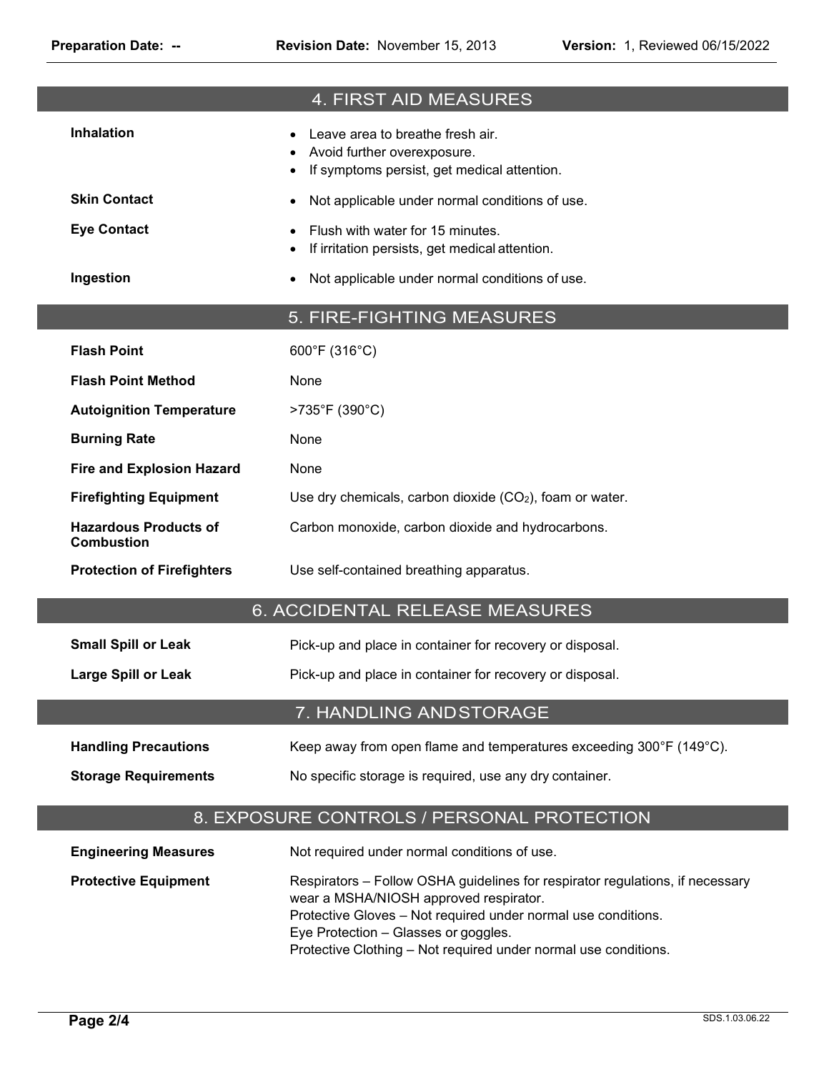## 4. FIRST AID MEASURES

**Inhalation**
- Leave area to breathe fresh air.
- Avoid further overexposure.
- If symptoms persist, get medical attention.

**Skin Contact**
- Not applicable under normal conditions of use.

**Eye Contact**
- Flush with water for 15 minutes.
- If irritation persists, get medical attention.

**Ingestion**
- Not applicable under normal conditions of use.

## 5. FIRE-FIGHTING MEASURES

| | |
|---|---|
| **Flash Point** | 600°F (316°C) |
| **Flash Point Method** | None |
| **Autoignition Temperature** | >735°F (390°C) |
| **Burning Rate** | None |
| **Fire and Explosion Hazard** | None |
| **Firefighting Equipment** | Use dry chemicals, carbon dioxide ($CO_2$), foam or water. |
| **Hazardous Products of Combustion** | Carbon monoxide, carbon dioxide and hydrocarbons. |
| **Protection of Firefighters** | Use self-contained breathing apparatus. |

## 6. ACCIDENTAL RELEASE MEASURES

| | |
|---|---|
| **Small Spill or Leak** | Pick-up and place in container for recovery or disposal. |
| **Large Spill or Leak** | Pick-up and place in container for recovery or disposal. |

## 7. HANDLING AND STORAGE

| | |
|---|---|
| **Handling Precautions** | Keep away from open flame and temperatures exceeding 300°F (149°C). |
| **Storage Requirements** | No specific storage is required, use any dry container. |

## 8. EXPOSURE CONTROLS / PERSONAL PROTECTION

**Engineering Measures**

Not required under normal conditions of use.

**Protective Equipment**

Respirators – Follow OSHA guidelines for respirator regulations, if necessary wear a MSHA/NIOSH approved respirator.
Protective Gloves – Not required under normal use conditions.
Eye Protection – Glasses or goggles.
Protective Clothing – Not required under normal use conditions.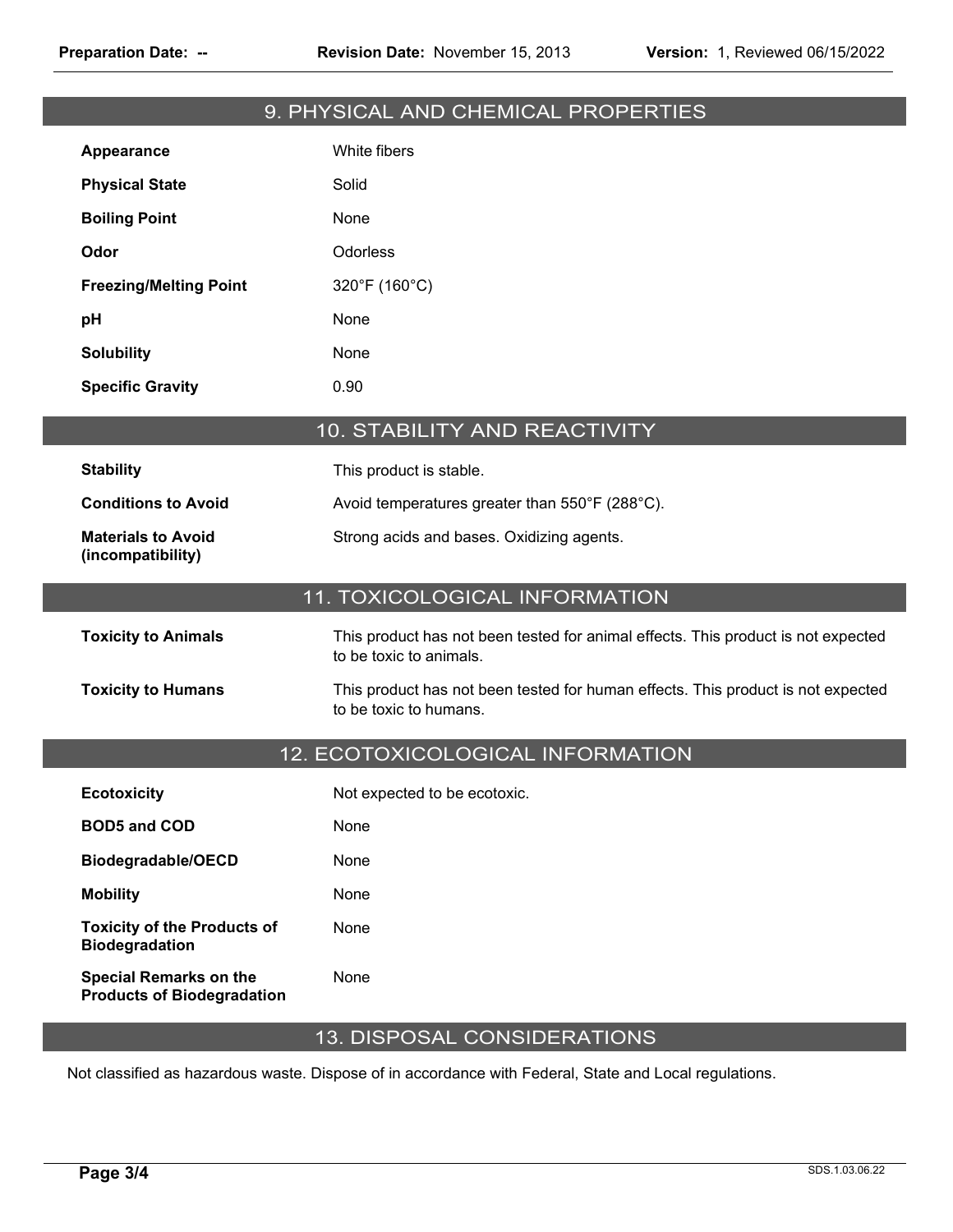## 9. PHYSICAL AND CHEMICAL PROPERTIES

| | |
|---|---|
| **Appearance** | White fibers |
| **Physical State** | Solid |
| **Boiling Point** | None |
| **Odor** | Odorless |
| **Freezing/Melting Point** | 320°F (160°C) |
| **pH** | None |
| **Solubility** | None |
| **Specific Gravity** | 0.90 |

## 10. STABILITY AND REACTIVITY

| | |
|---|---|
| **Stability** | This product is stable. |
| **Conditions to Avoid** | Avoid temperatures greater than 550°F (288°C). |
| **Materials to Avoid (incompatibility)** | Strong acids and bases. Oxidizing agents. |

## 11. TOXICOLOGICAL INFORMATION

| | |
|---|---|
| **Toxicity to Animals** | This product has not been tested for animal effects. This product is not expected to be toxic to animals. |
| **Toxicity to Humans** | This product has not been tested for human effects. This product is not expected to be toxic to humans. |

## 12. ECOTOXICOLOGICAL INFORMATION

| | |
|---|---|
| **Ecotoxicity** | Not expected to be ecotoxic. |
| **BOD5 and COD** | None |
| **Biodegradable/OECD** | None |
| **Mobility** | None |
| **Toxicity of the Products of Biodegradation** | None |
| **Special Remarks on the Products of Biodegradation** | None |

## 13. DISPOSAL CONSIDERATIONS

Not classified as hazardous waste. Dispose of in accordance with Federal, State and Local regulations.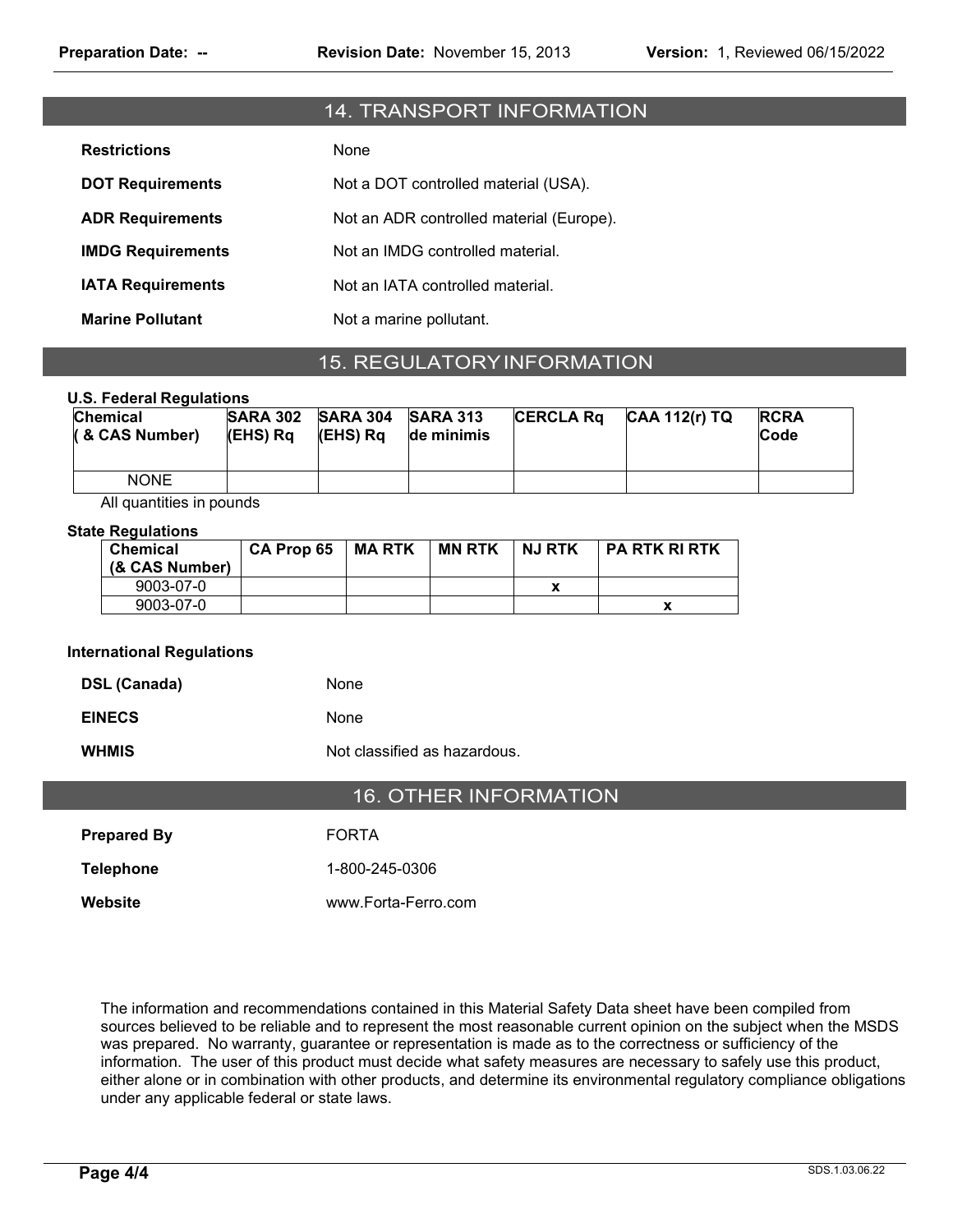## 14. TRANSPORT INFORMATION

**Restrictions** None

**DOT Requirements** Not a DOT controlled material (USA).

**ADR Requirements** Not an ADR controlled material (Europe).

**IMDG Requirements** Not an IMDG controlled material.

**IATA Requirements** Not an IATA controlled material.

**Marine Pollutant** Not a marine pollutant.

## 15. REGULATORY INFORMATION

**U.S. Federal Regulations**

| Chemical ( & CAS Number) | SARA 302 (EHS) Rq | SARA 304 (EHS) Rq | SARA 313 de minimis | CERCLA Rq | CAA 112(r) TQ | RCRA Code |
|---|---|---|---|---|---|---|
| NONE | | | | | | |

All quantities in pounds

**State Regulations**

| Chemical (& CAS Number) | CA Prop 65 | MA RTK | MN RTK | NJ RTK | PA RTK RI RTK |
|---|---|---|---|---|---|
| 9003-07-0 | | | | x | |
| 9003-07-0 | | | | | x |

**International Regulations**

**DSL (Canada)** None

**EINECS** None

**WHMIS** Not classified as hazardous.

## 16. OTHER INFORMATION

**Prepared By** FORTA

**Telephone** 1-800-245-0306

**Website** www.Forta-Ferro.com

The information and recommendations contained in this Material Safety Data sheet have been compiled from sources believed to be reliable and to represent the most reasonable current opinion on the subject when the MSDS was prepared. No warranty, guarantee or representation is made as to the correctness or sufficiency of the information. The user of this product must decide what safety measures are necessary to safely use this product, either alone or in combination with other products, and determine its environmental regulatory compliance obligations under any applicable federal or state laws.